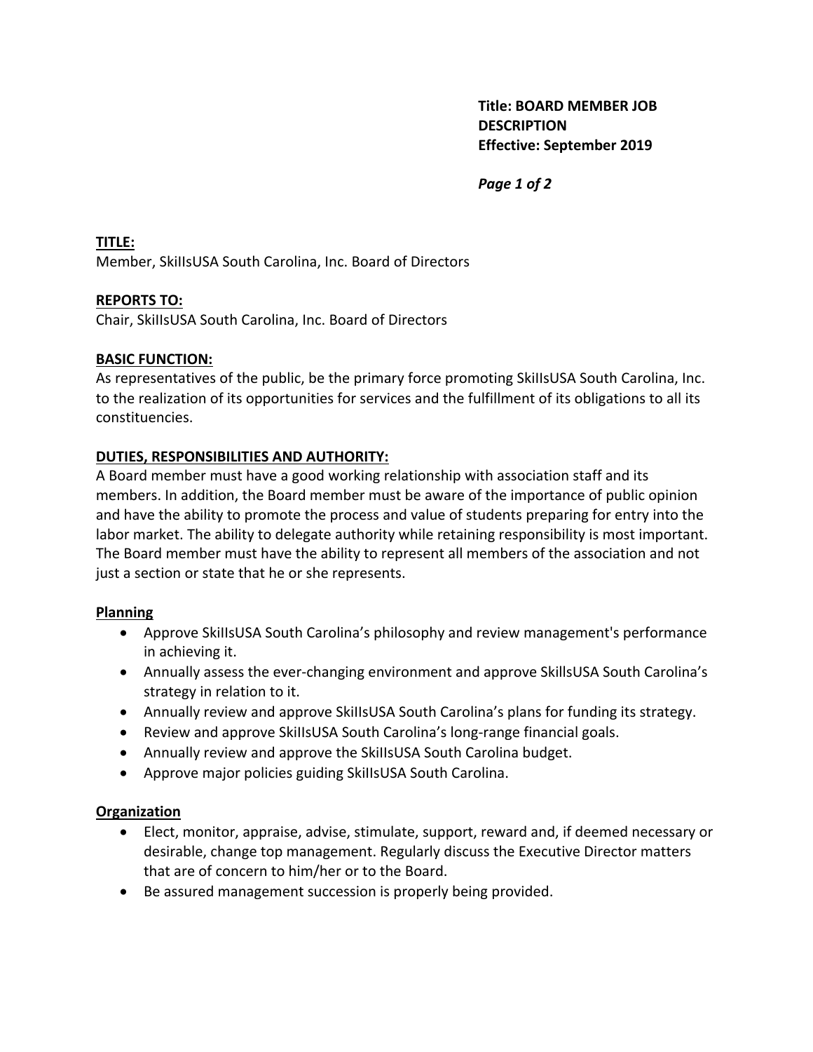**Title: BOARD MEMBER JOB DESCRIPTION**
**Effective: September 2019**

**TITLE:**
Member, SkiIlsUSA South Carolina, Inc. Board of Directors

**REPORTS TO:**
Chair, SkiIlsUSA South Carolina, Inc. Board of Directors

**BASIC FUNCTION:**
As representatives of the public, be the primary force promoting SkiIlsUSA South Carolina, Inc. to the realization of its opportunities for services and the fulfillment of its obligations to all its constituencies.

**DUTIES, RESPONSIBILITIES AND AUTHORITY:**
A Board member must have a good working relationship with association staff and its members. In addition, the Board member must be aware of the importance of public opinion and have the ability to promote the process and value of students preparing for entry into the labor market. The ability to delegate authority while retaining responsibility is most important. The Board member must have the ability to represent all members of the association and not just a section or state that he or she represents.

**Planning**

- Approve SkiIlsUSA South Carolina's philosophy and review management's performance in achieving it.
- Annually assess the ever-changing environment and approve SkillsUSA South Carolina's strategy in relation to it.
- Annually review and approve SkiIlsUSA South Carolina's plans for funding its strategy.
- Review and approve SkiIlsUSA South Carolina's long-range financial goals.
- Annually review and approve the SkiIlsUSA South Carolina budget.
- Approve major policies guiding SkiIlsUSA South Carolina.

**Organization**

- Elect, monitor, appraise, advise, stimulate, support, reward and, if deemed necessary or desirable, change top management. Regularly discuss the Executive Director matters that are of concern to him/her or to the Board.
- Be assured management succession is properly being provided.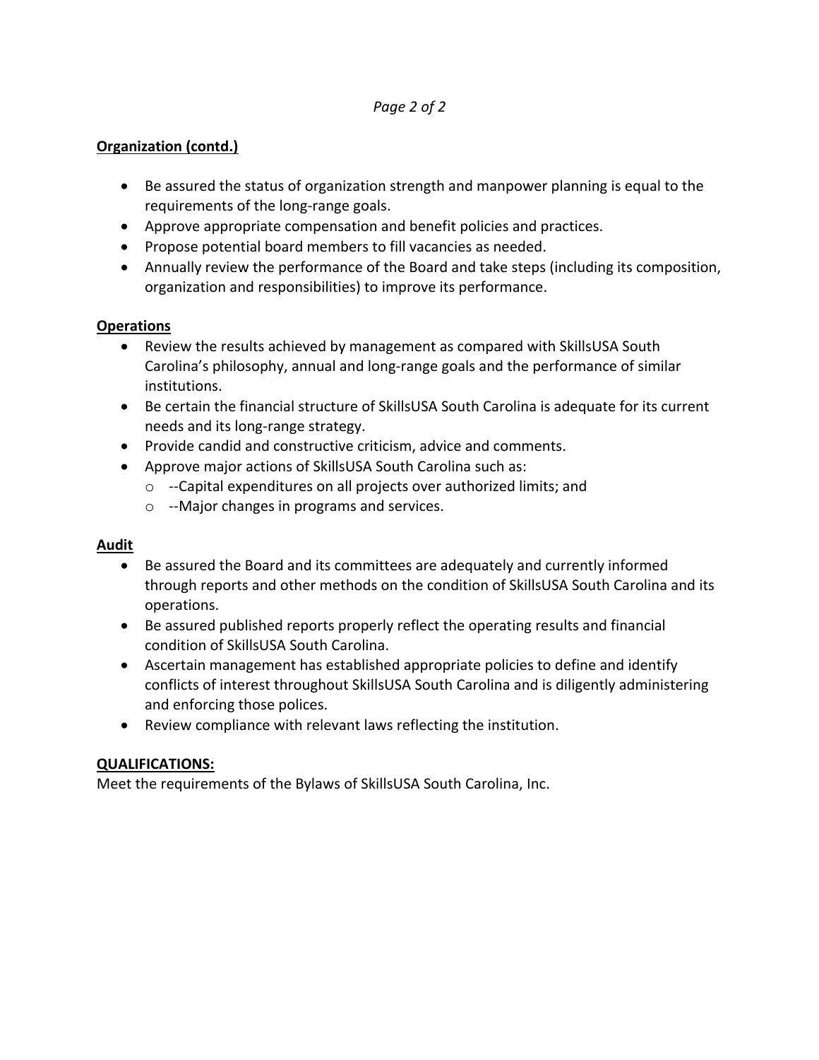**Organization (contd.)**

- Be assured the status of organization strength and manpower planning is equal to the requirements of the long-range goals.
- Approve appropriate compensation and benefit policies and practices.
- Propose potential board members to fill vacancies as needed.
- Annually review the performance of the Board and take steps (including its composition, organization and responsibilities) to improve its performance.

**Operations**

- Review the results achieved by management as compared with SkillsUSA South Carolina's philosophy, annual and long-range goals and the performance of similar institutions.
- Be certain the financial structure of SkillsUSA South Carolina is adequate for its current needs and its long-range strategy.
- Provide candid and constructive criticism, advice and comments.
- Approve major actions of SkillsUSA South Carolina such as:
  - --Capital expenditures on all projects over authorized limits; and
  - --Major changes in programs and services.

**Audit**

- Be assured the Board and its committees are adequately and currently informed through reports and other methods on the condition of SkillsUSA South Carolina and its operations.
- Be assured published reports properly reflect the operating results and financial condition of SkillsUSA South Carolina.
- Ascertain management has established appropriate policies to define and identify conflicts of interest throughout SkillsUSA South Carolina and is diligently administering and enforcing those polices.
- Review compliance with relevant laws reflecting the institution.

**QUALIFICATIONS:**

Meet the requirements of the Bylaws of SkillsUSA South Carolina, Inc.